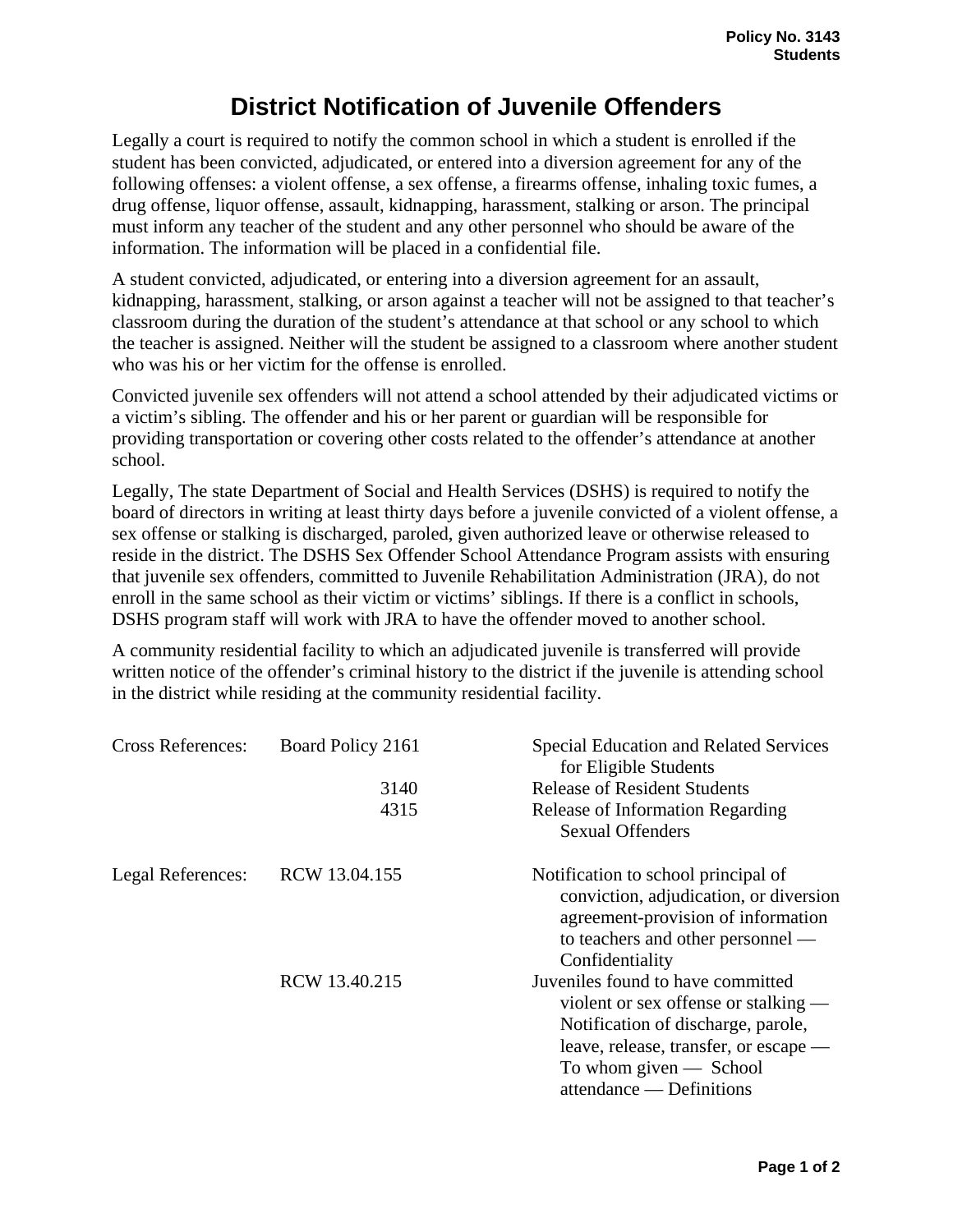Policy No. 3143
Students

# District Notification of Juvenile Offenders

Legally a court is required to notify the common school in which a student is enrolled if the student has been convicted, adjudicated, or entered into a diversion agreement for any of the following offenses: a violent offense, a sex offense, a firearms offense, inhaling toxic fumes, a drug offense, liquor offense, assault, kidnapping, harassment, stalking or arson. The principal must inform any teacher of the student and any other personnel who should be aware of the information. The information will be placed in a confidential file.

A student convicted, adjudicated, or entering into a diversion agreement for an assault, kidnapping, harassment, stalking, or arson against a teacher will not be assigned to that teacher's classroom during the duration of the student's attendance at that school or any school to which the teacher is assigned. Neither will the student be assigned to a classroom where another student who was his or her victim for the offense is enrolled.

Convicted juvenile sex offenders will not attend a school attended by their adjudicated victims or a victim's sibling. The offender and his or her parent or guardian will be responsible for providing transportation or covering other costs related to the offender's attendance at another school.

Legally, The state Department of Social and Health Services (DSHS) is required to notify the board of directors in writing at least thirty days before a juvenile convicted of a violent offense, a sex offense or stalking is discharged, paroled, given authorized leave or otherwise released to reside in the district. The DSHS Sex Offender School Attendance Program assists with ensuring that juvenile sex offenders, committed to Juvenile Rehabilitation Administration (JRA), do not enroll in the same school as their victim or victims' siblings. If there is a conflict in schools, DSHS program staff will work with JRA to have the offender moved to another school.

A community residential facility to which an adjudicated juvenile is transferred will provide written notice of the offender's criminal history to the district if the juvenile is attending school in the district while residing at the community residential facility.

| | | |
|---|---|---|
| Cross References: | Board Policy 2161 | Special Education and Related Services for Eligible Students |
| | 3140 | Release of Resident Students |
| | 4315 | Release of Information Regarding Sexual Offenders |
| Legal References: | RCW 13.04.155 | Notification to school principal of conviction, adjudication, or diversion agreement-provision of information to teachers and other personnel — Confidentiality |
| | RCW 13.40.215 | Juveniles found to have committed violent or sex offense or stalking — Notification of discharge, parole, leave, release, transfer, or escape — To whom given — School attendance — Definitions |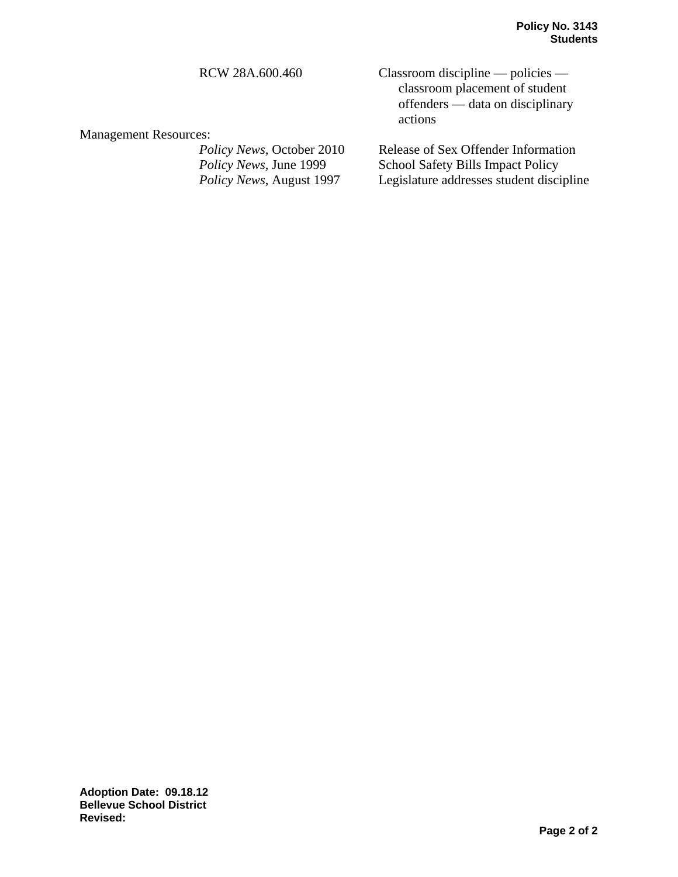| | |
|---|---|
| RCW 28A.600.460 | Classroom discipline — policies — classroom placement of student offenders — data on disciplinary actions |

Management Resources:

| | |
|---|---|
| *Policy News*, October 2010 | Release of Sex Offender Information |
| *Policy News*, June 1999 | School Safety Bills Impact Policy |
| *Policy News*, August 1997 | Legislature addresses student discipline |

**Adoption Date: 09.18.12**
**Bellevue School District**
**Revised:**